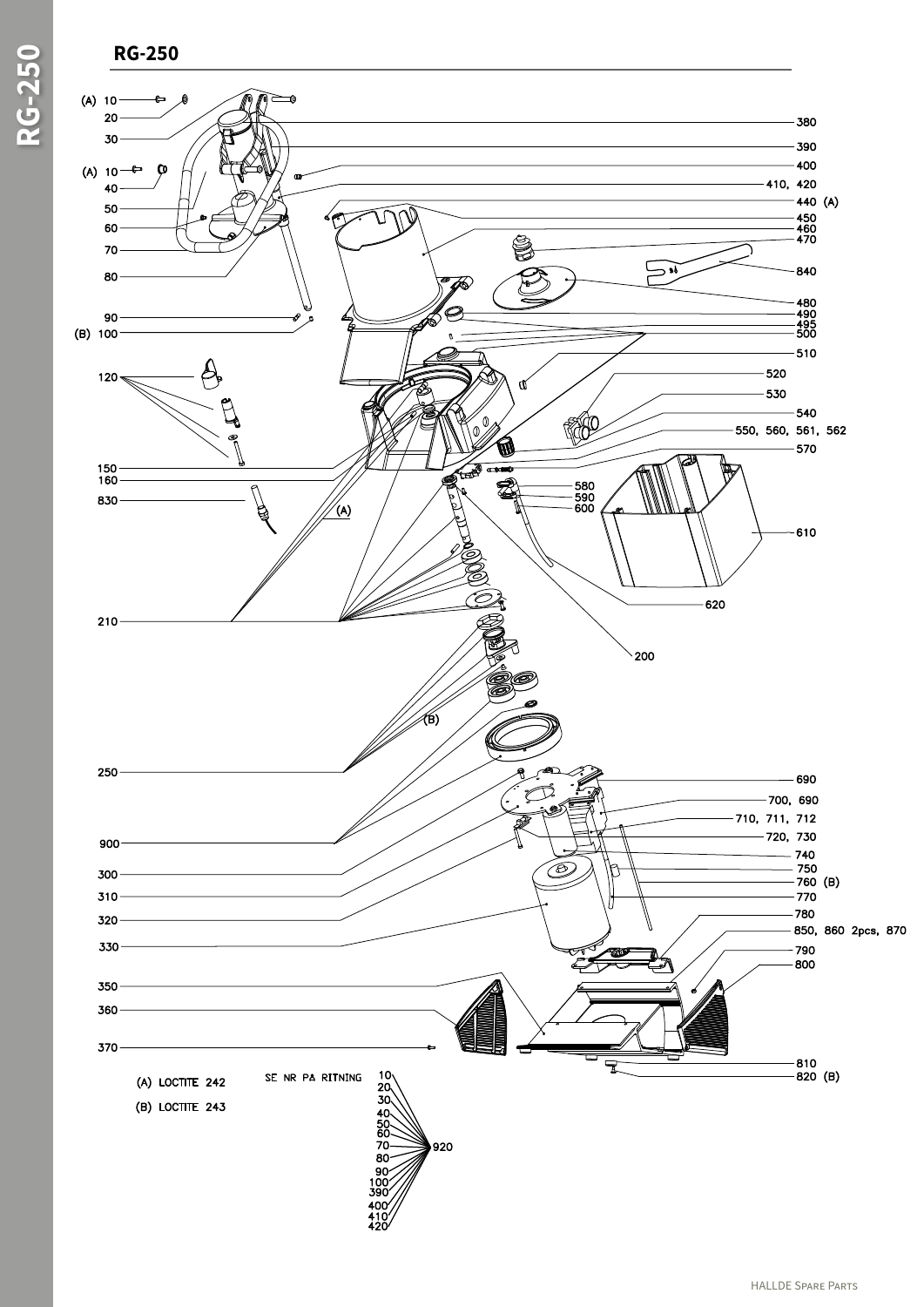# RG-250

(A) 10
20
30
(A) 10
40
50
60
70
80
90
(B) 100
120
150
160
830
(A)
210
(B)
250
900
300
310
320
330
350
360
370

380
390
400
410, 420
440 (A)
450
460
470
840
480
490
495
500
510
520
530
540
550, 560, 561, 562
570
580
590
600
610
620
200
690
700, 690
710, 711, 712
720, 730
740
750
760 (B)
770
780
850, 860 2pcs, 870
790
800
810
820 (B)

(A) LOCTITE 242

(B) LOCTITE 243

SE NR PA RITNING

10, 20, 30, 40, 50, 60, 70, 80, 90, 100, 390, 400, 410, 420 → 920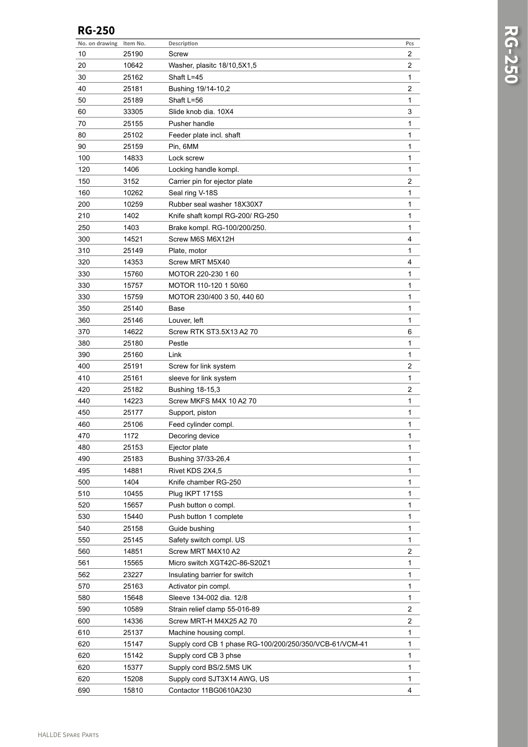## RG-250

| No. on drawing | Item No. | Description | Pcs |
|---|---|---|---|
| 10 | 25190 | Screw | 2 |
| 20 | 10642 | Washer, plasitc 18/10,5X1,5 | 2 |
| 30 | 25162 | Shaft L=45 | 1 |
| 40 | 25181 | Bushing 19/14-10,2 | 2 |
| 50 | 25189 | Shaft L=56 | 1 |
| 60 | 33305 | Slide knob dia. 10X4 | 3 |
| 70 | 25155 | Pusher handle | 1 |
| 80 | 25102 | Feeder plate incl. shaft | 1 |
| 90 | 25159 | Pin, 6MM | 1 |
| 100 | 14833 | Lock screw | 1 |
| 120 | 1406 | Locking handle kompl. | 1 |
| 150 | 3152 | Carrier pin for ejector plate | 2 |
| 160 | 10262 | Seal ring V-18S | 1 |
| 200 | 10259 | Rubber seal washer 18X30X7 | 1 |
| 210 | 1402 | Knife shaft kompl RG-200/ RG-250 | 1 |
| 250 | 1403 | Brake kompl. RG-100/200/250. | 1 |
| 300 | 14521 | Screw M6S M6X12H | 4 |
| 310 | 25149 | Plate, motor | 1 |
| 320 | 14353 | Screw MRT M5X40 | 4 |
| 330 | 15760 | MOTOR 220-230 1 60 | 1 |
| 330 | 15757 | MOTOR 110-120 1 50/60 | 1 |
| 330 | 15759 | MOTOR 230/400 3 50, 440 60 | 1 |
| 350 | 25140 | Base | 1 |
| 360 | 25146 | Louver, left | 1 |
| 370 | 14622 | Screw RTK ST3.5X13 A2 70 | 6 |
| 380 | 25180 | Pestle | 1 |
| 390 | 25160 | Link | 1 |
| 400 | 25191 | Screw for link system | 2 |
| 410 | 25161 | sleeve for link system | 1 |
| 420 | 25182 | Bushing 18-15,3 | 2 |
| 440 | 14223 | Screw MKFS M4X 10 A2 70 | 1 |
| 450 | 25177 | Support, piston | 1 |
| 460 | 25106 | Feed cylinder compl. | 1 |
| 470 | 1172 | Decoring device | 1 |
| 480 | 25153 | Ejector plate | 1 |
| 490 | 25183 | Bushing 37/33-26,4 | 1 |
| 495 | 14881 | Rivet KDS 2X4,5 | 1 |
| 500 | 1404 | Knife chamber RG-250 | 1 |
| 510 | 10455 | Plug IKPT 1715S | 1 |
| 520 | 15657 | Push button o compl. | 1 |
| 530 | 15440 | Push button 1 complete | 1 |
| 540 | 25158 | Guide bushing | 1 |
| 550 | 25145 | Safety switch compl. US | 1 |
| 560 | 14851 | Screw MRT M4X10 A2 | 2 |
| 561 | 15565 | Micro switch XGT42C-86-S20Z1 | 1 |
| 562 | 23227 | Insulating barrier for switch | 1 |
| 570 | 25163 | Activator pin compl. | 1 |
| 580 | 15648 | Sleeve 134-002 dia. 12/8 | 1 |
| 590 | 10589 | Strain relief clamp 55-016-89 | 2 |
| 600 | 14336 | Screw MRT-H M4X25 A2 70 | 2 |
| 610 | 25137 | Machine housing compl. | 1 |
| 620 | 15147 | Supply cord CB 1 phase RG-100/200/250/350/VCB-61/VCM-41 | 1 |
| 620 | 15142 | Supply cord CB 3 phse | 1 |
| 620 | 15377 | Supply cord BS/2.5MS UK | 1 |
| 620 | 15208 | Supply cord SJT3X14 AWG, US | 1 |
| 690 | 15810 | Contactor 11BG0610A230 | 4 |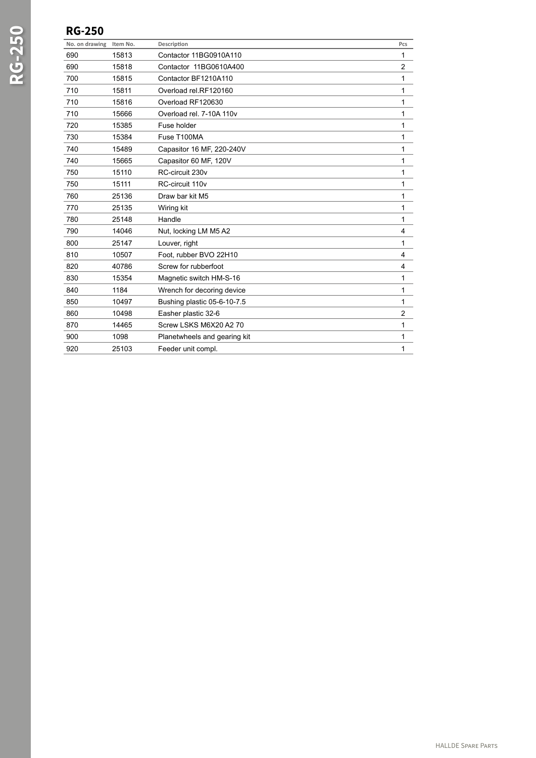## RG-250

| No. on drawing | Item No. | Description | Pcs |
|---|---|---|---|
| 690 | 15813 | Contactor 11BG0910A110 | 1 |
| 690 | 15818 | Contactor  11BG0610A400 | 2 |
| 700 | 15815 | Contactor BF1210A110 | 1 |
| 710 | 15811 | Overload rel.RF120160 | 1 |
| 710 | 15816 | Overload RF120630 | 1 |
| 710 | 15666 | Overload rel. 7-10A 110v | 1 |
| 720 | 15385 | Fuse holder | 1 |
| 730 | 15384 | Fuse T100MA | 1 |
| 740 | 15489 | Capasitor 16 MF, 220-240V | 1 |
| 740 | 15665 | Capasitor 60 MF, 120V | 1 |
| 750 | 15110 | RC-circuit 230v | 1 |
| 750 | 15111 | RC-circuit 110v | 1 |
| 760 | 25136 | Draw bar kit M5 | 1 |
| 770 | 25135 | Wiring kit | 1 |
| 780 | 25148 | Handle | 1 |
| 790 | 14046 | Nut, locking LM M5 A2 | 4 |
| 800 | 25147 | Louver, right | 1 |
| 810 | 10507 | Foot, rubber BVO 22H10 | 4 |
| 820 | 40786 | Screw for rubberfoot | 4 |
| 830 | 15354 | Magnetic switch HM-S-16 | 1 |
| 840 | 1184 | Wrench for decoring device | 1 |
| 850 | 10497 | Bushing plastic 05-6-10-7.5 | 1 |
| 860 | 10498 | Easher plastic 32-6 | 2 |
| 870 | 14465 | Screw LSKS M6X20 A2 70 | 1 |
| 900 | 1098 | Planetwheels and gearing kit | 1 |
| 920 | 25103 | Feeder unit compl. | 1 |